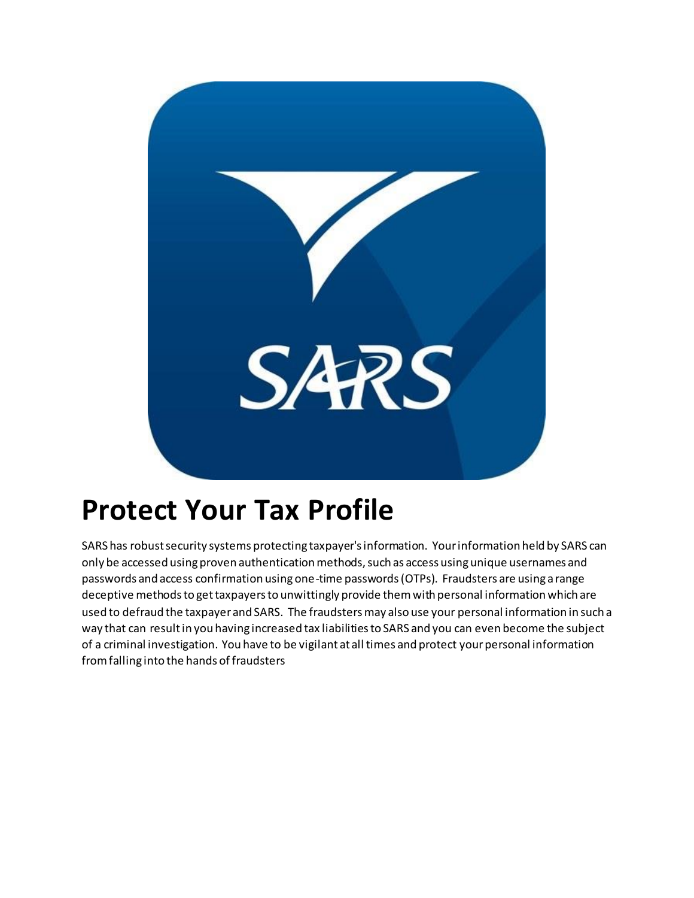# Protect Your Tax Profile

SARS has robust security systems protecting taxpayer's information. Your information held by SARS can only be accessed using proven authentication methods, such as access using unique usernames and passwords and access confirmation using one-time passwords (OTPs). Fraudsters are using a range deceptive methods to get taxpayers to unwittingly provide them with personal information which are used to defraud the taxpayer and SARS. The fraudsters may also use your personal information in such a way that can result in you having increased tax liabilities to SARS and you can even become the subject of a criminal investigation. You have to be vigilant at all times and protect your personal information from falling into the hands of fraudsters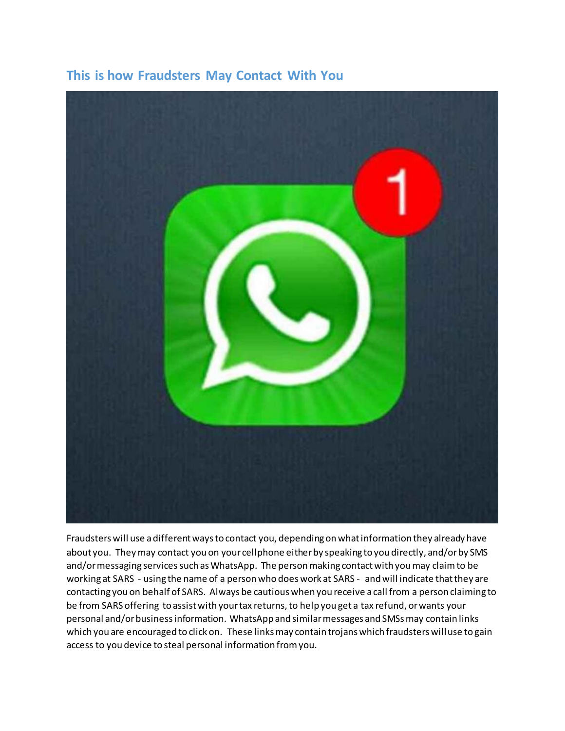## This is how Fraudsters May Contact With You

Fraudsters will use a different ways to contact you, depending on what information they already have about you. They may contact you on your cellphone either by speaking to you directly, and/or by SMS and/or messaging services such as WhatsApp. The person making contact with you may claim to be working at SARS - using the name of a person who does work at SARS - and will indicate that they are contacting you on behalf of SARS. Always be cautious when you receive a call from a person claiming to be from SARS offering to assist with your tax returns, to help you get a tax refund, or wants your personal and/or business information. WhatsApp and similar messages and SMSs may contain links which you are encouraged to click on. These links may contain trojans which fraudsters will use to gain access to you device to steal personal information from you.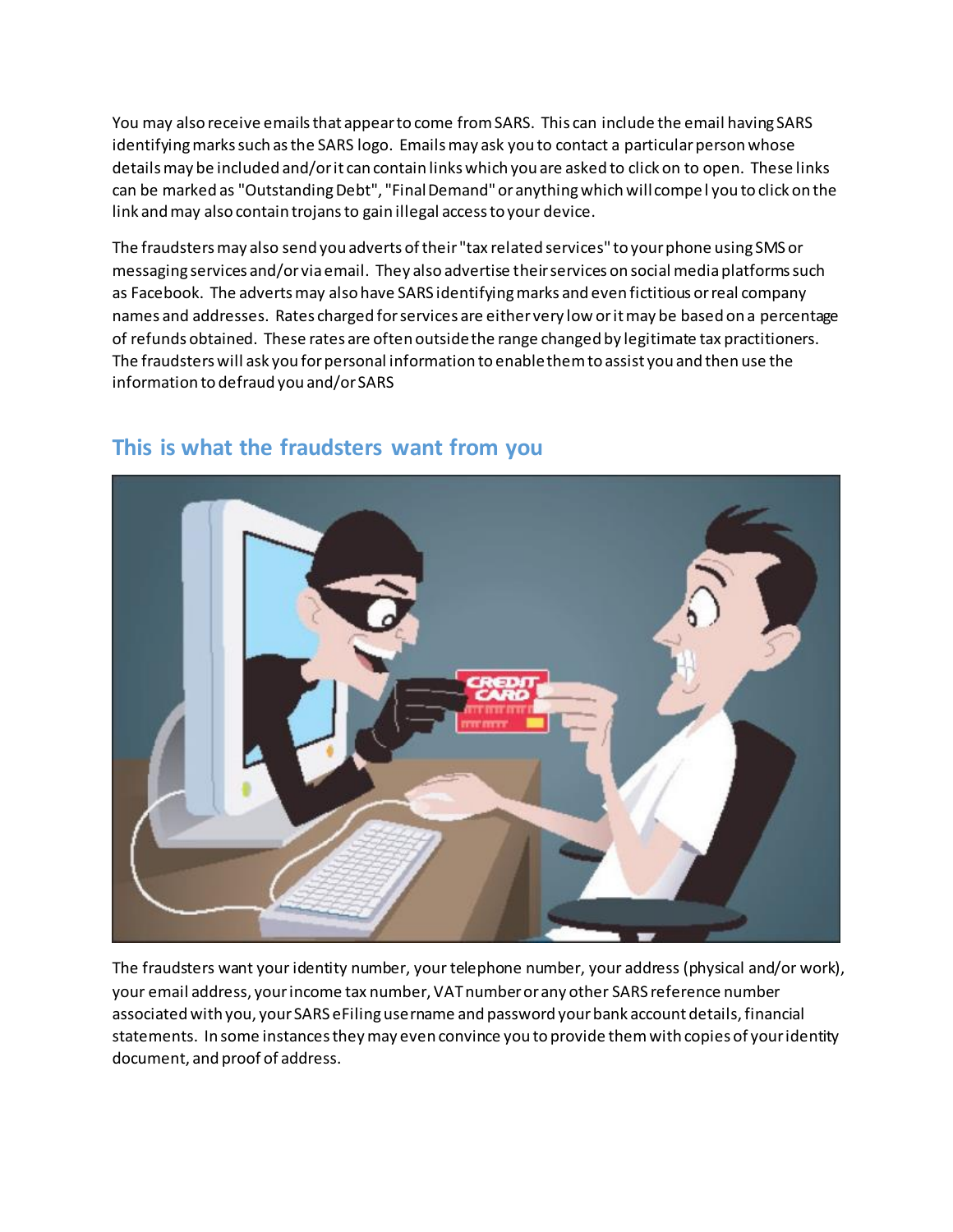You may also receive emails that appear to come from SARS. This can include the email having SARS identifying marks such as the SARS logo. Emails may ask you to contact a particular person whose details may be included and/or it can contain links which you are asked to click on to open. These links can be marked as "Outstanding Debt", "Final Demand" or anything which will compel you to click on the link and may also contain trojans to gain illegal access to your device.

The fraudsters may also send you adverts of their "tax related services" to your phone using SMS or messaging services and/or via email. They also advertise their services on social media platforms such as Facebook. The adverts may also have SARS identifying marks and even fictitious or real company names and addresses. Rates charged for services are either very low or it may be based on a percentage of refunds obtained. These rates are often outside the range changed by legitimate tax practitioners. The fraudsters will ask you for personal information to enable them to assist you and then use the information to defraud you and/or SARS

## This is what the fraudsters want from you

The fraudsters want your identity number, your telephone number, your address (physical and/or work), your email address, your income tax number, VAT number or any other SARS reference number associated with you, your SARS eFiling username and password your bank account details, financial statements. In some instances they may even convince you to provide them with copies of your identity document, and proof of address.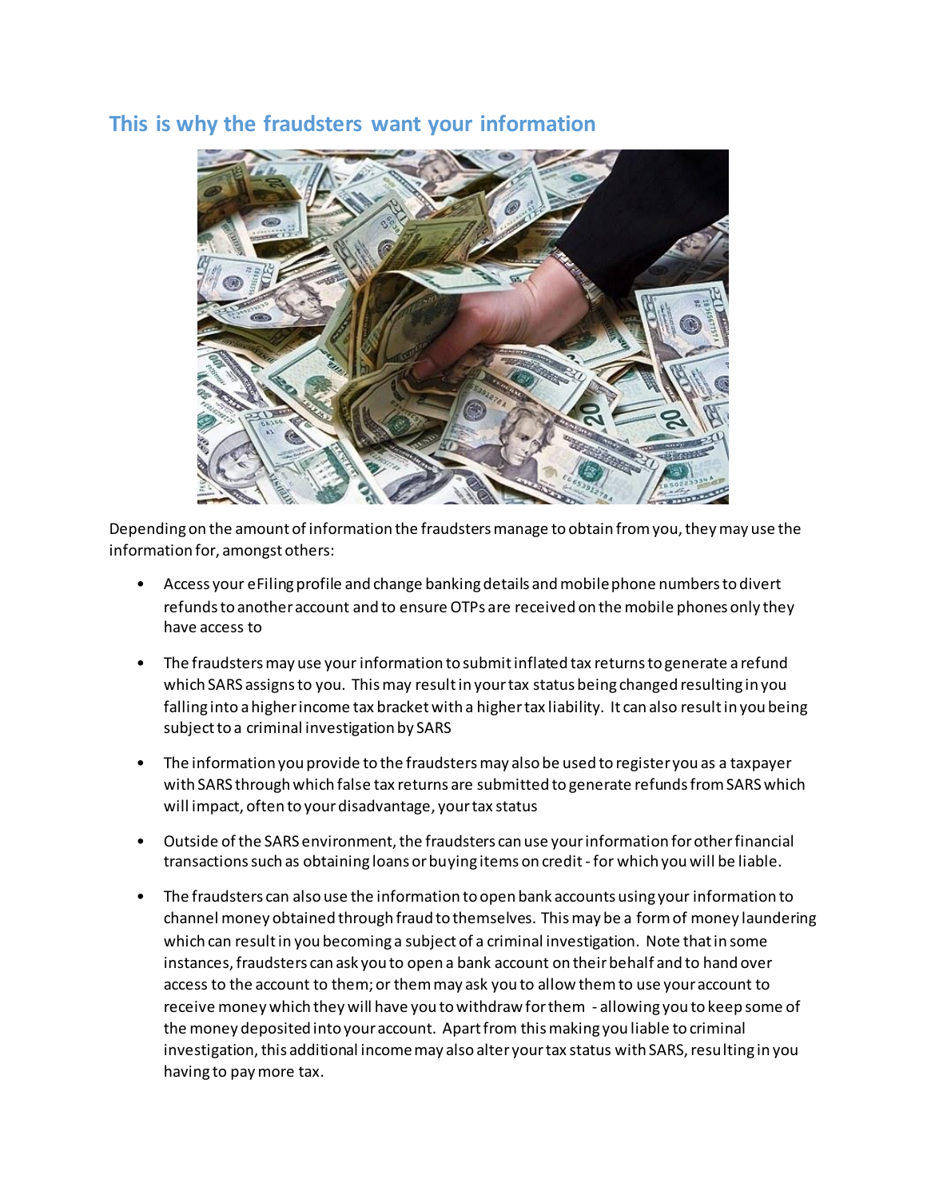## This is why the fraudsters want your information

Depending on the amount of information the fraudsters manage to obtain from you, they may use the information for, amongst others:

- Access your eFiling profile and change banking details and mobile phone numbers to divert refunds to another account and to ensure OTPs are received on the mobile phones only they have access to
- The fraudsters may use your information to submit inflated tax returns to generate a refund which SARS assigns to you. This may result in your tax status being changed resulting in you falling into a higher income tax bracket with a higher tax liability. It can also result in you being subject to a criminal investigation by SARS
- The information you provide to the fraudsters may also be used to register you as a taxpayer with SARS through which false tax returns are submitted to generate refunds from SARS which will impact, often to your disadvantage, your tax status
- Outside of the SARS environment, the fraudsters can use your information for other financial transactions such as obtaining loans or buying items on credit - for which you will be liable.
- The fraudsters can also use the information to open bank accounts using your information to channel money obtained through fraud to themselves. This may be a form of money laundering which can result in you becoming a subject of a criminal investigation. Note that in some instances, fraudsters can ask you to open a bank account on their behalf and to hand over access to the account to them; or them may ask you to allow them to use your account to receive money which they will have you to withdraw for them - allowing you to keep some of the money deposited into your account. Apart from this making you liable to criminal investigation, this additional income may also alter your tax status with SARS, resulting in you having to pay more tax.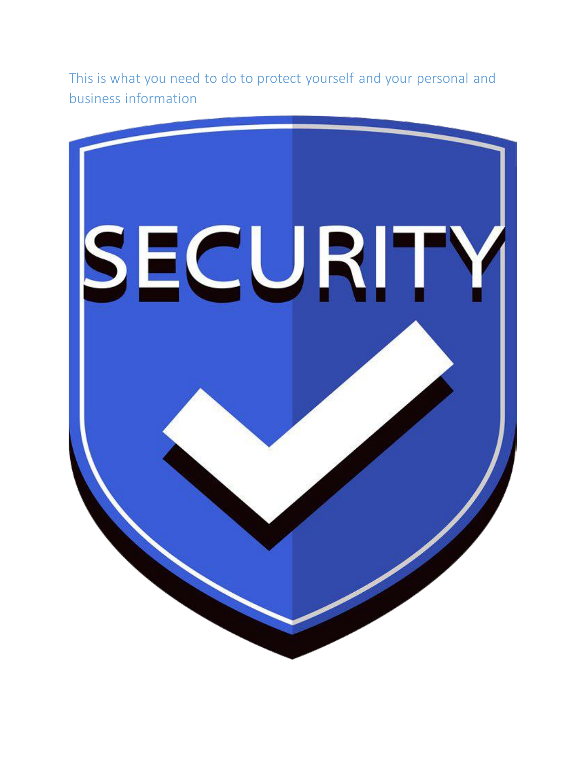This is what you need to do to protect yourself and your personal and business information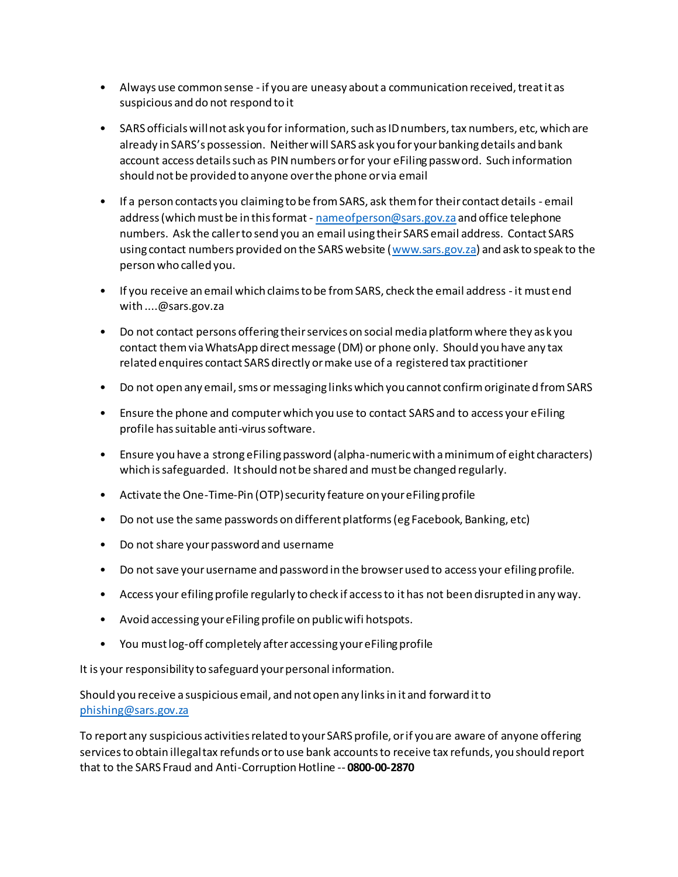- Always use common sense - if you are uneasy about a communication received, treat it as suspicious and do not respond to it

- SARS officials will not ask you for information, such as ID numbers, tax numbers, etc, which are already in SARS's possession. Neither will SARS ask you for your banking details and bank account access details such as PIN numbers or for your eFiling password. Such information should not be provided to anyone over the phone or via email

- If a person contacts you claiming to be from SARS, ask them for their contact details - email address (which must be in this format - nameofperson@sars.gov.za and office telephone numbers. Ask the caller to send you an email using their SARS email address. Contact SARS using contact numbers provided on the SARS website (www.sars.gov.za) and ask to speak to the person who called you.

- If you receive an email which claims to be from SARS, check the email address - it must end with ....@sars.gov.za

- Do not contact persons offering their services on social media platform where they ask you contact them via WhatsApp direct message (DM) or phone only. Should you have any tax related enquires contact SARS directly or make use of a registered tax practitioner

- Do not open any email, sms or messaging links which you cannot confirm originated from SARS

- Ensure the phone and computer which you use to contact SARS and to access your eFiling profile has suitable anti-virus software.

- Ensure you have a strong eFiling password (alpha-numeric with a minimum of eight characters) which is safeguarded. It should not be shared and must be changed regularly.

- Activate the One-Time-Pin (OTP) security feature on your eFiling profile

- Do not use the same passwords on different platforms (eg Facebook, Banking, etc)

- Do not share your password and username

- Do not save your username and password in the browser used to access your efiling profile.

- Access your efiling profile regularly to check if access to it has not been disrupted in any way.

- Avoid accessing your eFiling profile on public wifi hotspots.

- You must log-off completely after accessing your eFiling profile

It is your responsibility to safeguard your personal information.

Should you receive a suspicious email, and not open any links in it and forward it to phishing@sars.gov.za

To report any suspicious activities related to your SARS profile, or if you are aware of anyone offering services to obtain illegal tax refunds or to use bank accounts to receive tax refunds, you should report that to the SARS Fraud and Anti-Corruption Hotline -- **0800-00-2870**